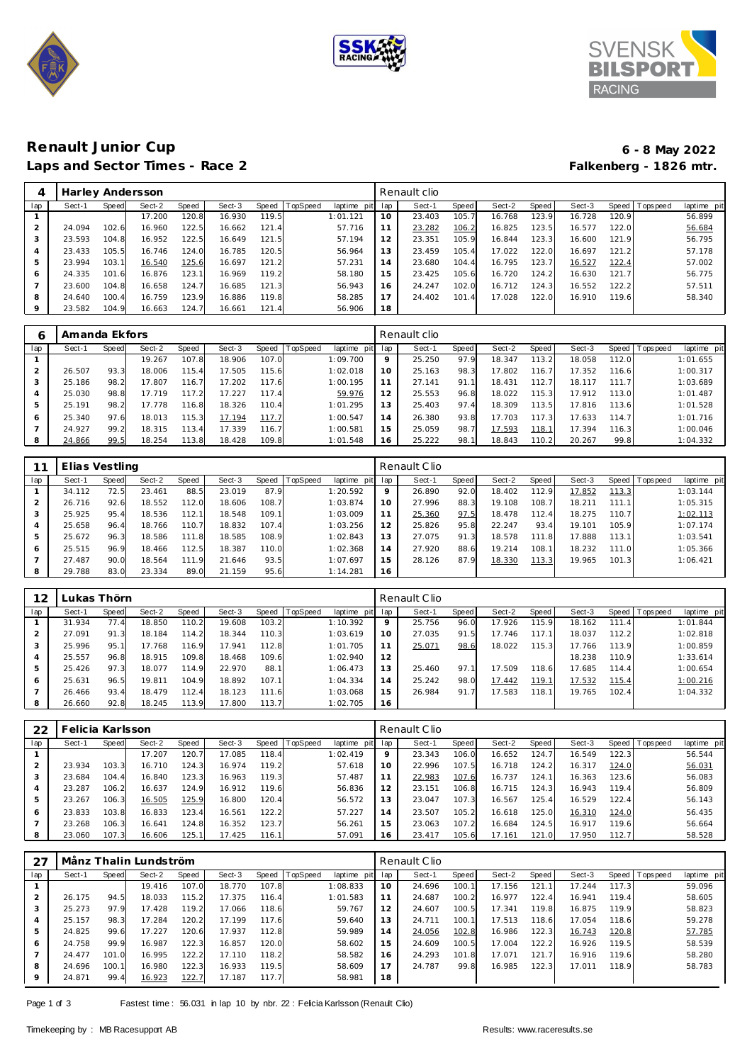# Renault Junior Cup

**6 - 8 May 2022**

## Laps and Sector Times - Race 2

**Falkenberg - 1826 mtr.**

| 4 | Harley Andersson | | | | | | | | Renault clio | | | | | | | | |
|---|---|---|---|---|---|---|---|---|---|---|---|---|---|---|---|---|---|
| lap | Sect-1 | Speed | Sect-2 | Speed | Sect-3 | Speed | TopSpeed | laptime pit | lap | Sect-1 | Speed | Sect-2 | Speed | Sect-3 | Speed | Topspeed | laptime pit |
| 1 | | | 17.200 | 120.8 | 16.930 | 119.5 | | 1:01.121 | 10 | 23.403 | 105.7 | 16.768 | 123.9 | 16.728 | 120.9 | | 56.899 |
| 2 | 24.094 | 102.6 | 16.960 | 122.5 | 16.662 | 121.4 | | 57.716 | 11 | 23.282 | 106.2 | 16.825 | 123.5 | 16.577 | 122.0 | | 56.684 |
| 3 | 23.593 | 104.8 | 16.952 | 122.5 | 16.649 | 121.5 | | 57.194 | 12 | 23.351 | 105.9 | 16.844 | 123.3 | 16.600 | 121.9 | | 56.795 |
| 4 | 23.433 | 105.5 | 16.746 | 124.0 | 16.785 | 120.5 | | 56.964 | 13 | 23.459 | 105.4 | 17.022 | 122.0 | 16.697 | 121.2 | | 57.178 |
| 5 | 23.994 | 103.1 | 16.540 | 125.6 | 16.697 | 121.2 | | 57.231 | 14 | 23.680 | 104.4 | 16.795 | 123.7 | 16.527 | 122.4 | | 57.002 |
| 6 | 24.335 | 101.6 | 16.876 | 123.1 | 16.969 | 119.2 | | 58.180 | 15 | 23.425 | 105.6 | 16.720 | 124.2 | 16.630 | 121.7 | | 56.775 |
| 7 | 23.600 | 104.8 | 16.658 | 124.7 | 16.685 | 121.3 | | 56.943 | 16 | 24.247 | 102.0 | 16.712 | 124.3 | 16.552 | 122.2 | | 57.511 |
| 8 | 24.640 | 100.4 | 16.759 | 123.9 | 16.886 | 119.8 | | 58.285 | 17 | 24.402 | 101.4 | 17.028 | 122.0 | 16.910 | 119.6 | | 58.340 |
| 9 | 23.582 | 104.9 | 16.663 | 124.7 | 16.661 | 121.4 | | 56.906 | 18 | | | | | | | | |

| 6 | Amanda Ekfors | | | | | | | | Renault clio | | | | | | | | |
|---|---|---|---|---|---|---|---|---|---|---|---|---|---|---|---|---|---|
| lap | Sect-1 | Speed | Sect-2 | Speed | Sect-3 | Speed | TopSpeed | laptime pit | lap | Sect-1 | Speed | Sect-2 | Speed | Sect-3 | Speed | Topspeed | laptime pit |
| 1 | | | 19.267 | 107.8 | 18.906 | 107.0 | | 1:09.700 | 9 | 25.250 | 97.9 | 18.347 | 113.2 | 18.058 | 112.0 | | 1:01.655 |
| 2 | 26.507 | 93.3 | 18.006 | 115.4 | 17.505 | 115.6 | | 1:02.018 | 10 | 25.163 | 98.3 | 17.802 | 116.7 | 17.352 | 116.6 | | 1:00.317 |
| 3 | 25.186 | 98.2 | 17.807 | 116.7 | 17.202 | 117.6 | | 1:00.195 | 11 | 27.141 | 91.1 | 18.431 | 112.7 | 18.117 | 111.7 | | 1:03.689 |
| 4 | 25.030 | 98.8 | 17.719 | 117.2 | 17.227 | 117.4 | | 59.976 | 12 | 25.553 | 96.8 | 18.022 | 115.3 | 17.912 | 113.0 | | 1:01.487 |
| 5 | 25.191 | 98.2 | 17.778 | 116.8 | 18.326 | 110.4 | | 1:01.295 | 13 | 25.403 | 97.4 | 18.309 | 113.5 | 17.816 | 113.6 | | 1:01.528 |
| 6 | 25.340 | 97.6 | 18.013 | 115.3 | 17.194 | 117.7 | | 1:00.547 | 14 | 26.380 | 93.8 | 17.703 | 117.3 | 17.633 | 114.7 | | 1:01.716 |
| 7 | 24.927 | 99.2 | 18.315 | 113.4 | 17.339 | 116.7 | | 1:00.581 | 15 | 25.059 | 98.7 | 17.593 | 118.1 | 17.394 | 116.3 | | 1:00.046 |
| 8 | 24.866 | 99.5 | 18.254 | 113.8 | 18.428 | 109.8 | | 1:01.548 | 16 | 25.222 | 98.1 | 18.843 | 110.2 | 20.267 | 99.8 | | 1:04.332 |

| 11 | Elias Vestling | | | | | | | | Renault Clio | | | | | | | | |
|---|---|---|---|---|---|---|---|---|---|---|---|---|---|---|---|---|---|
| lap | Sect-1 | Speed | Sect-2 | Speed | Sect-3 | Speed | TopSpeed | laptime pit | lap | Sect-1 | Speed | Sect-2 | Speed | Sect-3 | Speed | Topspeed | laptime pit |
| 1 | 34.112 | 72.5 | 23.461 | 88.5 | 23.019 | 87.9 | | 1:20.592 | 9 | 26.890 | 92.0 | 18.402 | 112.9 | 17.852 | 113.3 | | 1:03.144 |
| 2 | 26.716 | 92.6 | 18.552 | 112.0 | 18.606 | 108.7 | | 1:03.874 | 10 | 27.996 | 88.3 | 19.108 | 108.7 | 18.211 | 111.1 | | 1:05.315 |
| 3 | 25.925 | 95.4 | 18.536 | 112.1 | 18.548 | 109.1 | | 1:03.009 | 11 | 25.360 | 97.5 | 18.478 | 112.4 | 18.275 | 110.7 | | 1:02.113 |
| 4 | 25.658 | 96.4 | 18.766 | 110.7 | 18.832 | 107.4 | | 1:03.256 | 12 | 25.826 | 95.8 | 22.247 | 93.4 | 19.101 | 105.9 | | 1:07.174 |
| 5 | 25.672 | 96.3 | 18.586 | 111.8 | 18.585 | 108.9 | | 1:02.843 | 13 | 27.075 | 91.3 | 18.578 | 111.8 | 17.888 | 113.1 | | 1:03.541 |
| 6 | 25.515 | 96.9 | 18.466 | 112.5 | 18.387 | 110.0 | | 1:02.368 | 14 | 27.920 | 88.6 | 19.214 | 108.1 | 18.232 | 111.0 | | 1:05.366 |
| 7 | 27.487 | 90.0 | 18.564 | 111.9 | 21.646 | 93.5 | | 1:07.697 | 15 | 28.126 | 87.9 | 18.330 | 113.3 | 19.965 | 101.3 | | 1:06.421 |
| 8 | 29.788 | 83.0 | 23.334 | 89.0 | 21.159 | 95.6 | | 1:14.281 | 16 | | | | | | | | |

| 12 | Lukas Thörn | | | | | | | | Renault Clio | | | | | | | | |
|---|---|---|---|---|---|---|---|---|---|---|---|---|---|---|---|---|---|
| lap | Sect-1 | Speed | Sect-2 | Speed | Sect-3 | Speed | TopSpeed | laptime pit | lap | Sect-1 | Speed | Sect-2 | Speed | Sect-3 | Speed | Topspeed | laptime pit |
| 1 | 31.934 | 77.4 | 18.850 | 110.2 | 19.608 | 103.2 | | 1:10.392 | 9 | 25.756 | 96.0 | 17.926 | 115.9 | 18.162 | 111.4 | | 1:01.844 |
| 2 | 27.091 | 91.3 | 18.184 | 114.2 | 18.344 | 110.3 | | 1:03.619 | 10 | 27.035 | 91.5 | 17.746 | 117.1 | 18.037 | 112.2 | | 1:02.818 |
| 3 | 25.996 | 95.1 | 17.768 | 116.9 | 17.941 | 112.8 | | 1:01.705 | 11 | 25.071 | 98.6 | 18.022 | 115.3 | 17.766 | 113.9 | | 1:00.859 |
| 4 | 25.557 | 96.8 | 18.915 | 109.8 | 18.468 | 109.6 | | 1:02.940 | 12 | | | | | 18.238 | 110.9 | | 1:33.614 |
| 5 | 25.426 | 97.3 | 18.077 | 114.9 | 22.970 | 88.1 | | 1:06.473 | 13 | 25.460 | 97.1 | 17.509 | 118.6 | 17.685 | 114.4 | | 1:00.654 |
| 6 | 25.631 | 96.5 | 19.811 | 104.9 | 18.892 | 107.1 | | 1:04.334 | 14 | 25.242 | 98.0 | 17.442 | 119.1 | 17.532 | 115.4 | | 1:00.216 |
| 7 | 26.466 | 93.4 | 18.479 | 112.4 | 18.123 | 111.6 | | 1:03.068 | 15 | 26.984 | 91.7 | 17.583 | 118.1 | 19.765 | 102.4 | | 1:04.332 |
| 8 | 26.660 | 92.8 | 18.245 | 113.9 | 17.800 | 113.7 | | 1:02.705 | 16 | | | | | | | | |

| 22 | Felicia Karlsson | | | | | | | | Renault Clio | | | | | | | | |
|---|---|---|---|---|---|---|---|---|---|---|---|---|---|---|---|---|---|
| lap | Sect-1 | Speed | Sect-2 | Speed | Sect-3 | Speed | TopSpeed | laptime pit | lap | Sect-1 | Speed | Sect-2 | Speed | Sect-3 | Speed | Topspeed | laptime pit |
| 1 | | | 17.207 | 120.7 | 17.085 | 118.4 | | 1:02.419 | 9 | 23.343 | 106.0 | 16.652 | 124.7 | 16.549 | 122.3 | | 56.544 |
| 2 | 23.934 | 103.3 | 16.710 | 124.3 | 16.974 | 119.2 | | 57.618 | 10 | 22.996 | 107.5 | 16.718 | 124.2 | 16.317 | 124.0 | | 56.031 |
| 3 | 23.684 | 104.4 | 16.840 | 123.3 | 16.963 | 119.3 | | 57.487 | 11 | 22.983 | 107.6 | 16.737 | 124.1 | 16.363 | 123.6 | | 56.083 |
| 4 | 23.287 | 106.2 | 16.637 | 124.9 | 16.912 | 119.6 | | 56.836 | 12 | 23.151 | 106.8 | 16.715 | 124.3 | 16.943 | 119.4 | | 56.809 |
| 5 | 23.267 | 106.3 | 16.505 | 125.9 | 16.800 | 120.4 | | 56.572 | 13 | 23.047 | 107.3 | 16.567 | 125.4 | 16.529 | 122.4 | | 56.143 |
| 6 | 23.833 | 103.8 | 16.833 | 123.4 | 16.561 | 122.2 | | 57.227 | 14 | 23.507 | 105.2 | 16.618 | 125.0 | 16.310 | 124.0 | | 56.435 |
| 7 | 23.268 | 106.3 | 16.641 | 124.8 | 16.352 | 123.7 | | 56.261 | 15 | 23.063 | 107.2 | 16.684 | 124.5 | 16.917 | 119.6 | | 56.664 |
| 8 | 23.060 | 107.3 | 16.606 | 125.1 | 17.425 | 116.1 | | 57.091 | 16 | 23.417 | 105.6 | 17.161 | 121.0 | 17.950 | 112.7 | | 58.528 |

| 27 | Månz Thalin Lundström | | | | | | | | Renault Clio | | | | | | | | |
|---|---|---|---|---|---|---|---|---|---|---|---|---|---|---|---|---|---|
| lap | Sect-1 | Speed | Sect-2 | Speed | Sect-3 | Speed | TopSpeed | laptime pit | lap | Sect-1 | Speed | Sect-2 | Speed | Sect-3 | Speed | Topspeed | laptime pit |
| 1 | | | 19.416 | 107.0 | 18.770 | 107.8 | | 1:08.833 | 10 | 24.696 | 100.1 | 17.156 | 121.1 | 17.244 | 117.3 | | 59.096 |
| 2 | 26.175 | 94.5 | 18.033 | 115.2 | 17.375 | 116.4 | | 1:01.583 | 11 | 24.687 | 100.2 | 16.977 | 122.4 | 16.941 | 119.4 | | 58.605 |
| 3 | 25.273 | 97.9 | 17.428 | 119.2 | 17.066 | 118.6 | | 59.767 | 12 | 24.607 | 100.5 | 17.341 | 119.8 | 16.875 | 119.9 | | 58.823 |
| 4 | 25.157 | 98.3 | 17.284 | 120.2 | 17.199 | 117.6 | | 59.640 | 13 | 24.711 | 100.1 | 17.513 | 118.6 | 17.054 | 118.6 | | 59.278 |
| 5 | 24.825 | 99.6 | 17.227 | 120.6 | 17.937 | 112.8 | | 59.989 | 14 | 24.056 | 102.8 | 16.986 | 122.3 | 16.743 | 120.8 | | 57.785 |
| 6 | 24.758 | 99.9 | 16.987 | 122.3 | 16.857 | 120.0 | | 58.602 | 15 | 24.609 | 100.5 | 17.004 | 122.2 | 16.926 | 119.5 | | 58.539 |
| 7 | 24.477 | 101.0 | 16.995 | 122.2 | 17.110 | 118.2 | | 58.582 | 16 | 24.293 | 101.8 | 17.071 | 121.7 | 16.916 | 119.6 | | 58.280 |
| 8 | 24.696 | 100.1 | 16.980 | 122.3 | 16.933 | 119.5 | | 58.609 | 17 | 24.787 | 99.8 | 16.985 | 122.3 | 17.011 | 118.9 | | 58.783 |
| 9 | 24.871 | 99.4 | 16.923 | 122.7 | 17.187 | 117.7 | | 58.981 | 18 | | | | | | | | |

Fastest time : 56.031 in lap 10 by nbr. 22 : Felicia Karlsson (Renault Clio)

Timekeeping by : MB Racesupport AB

Results: www.raceresults.se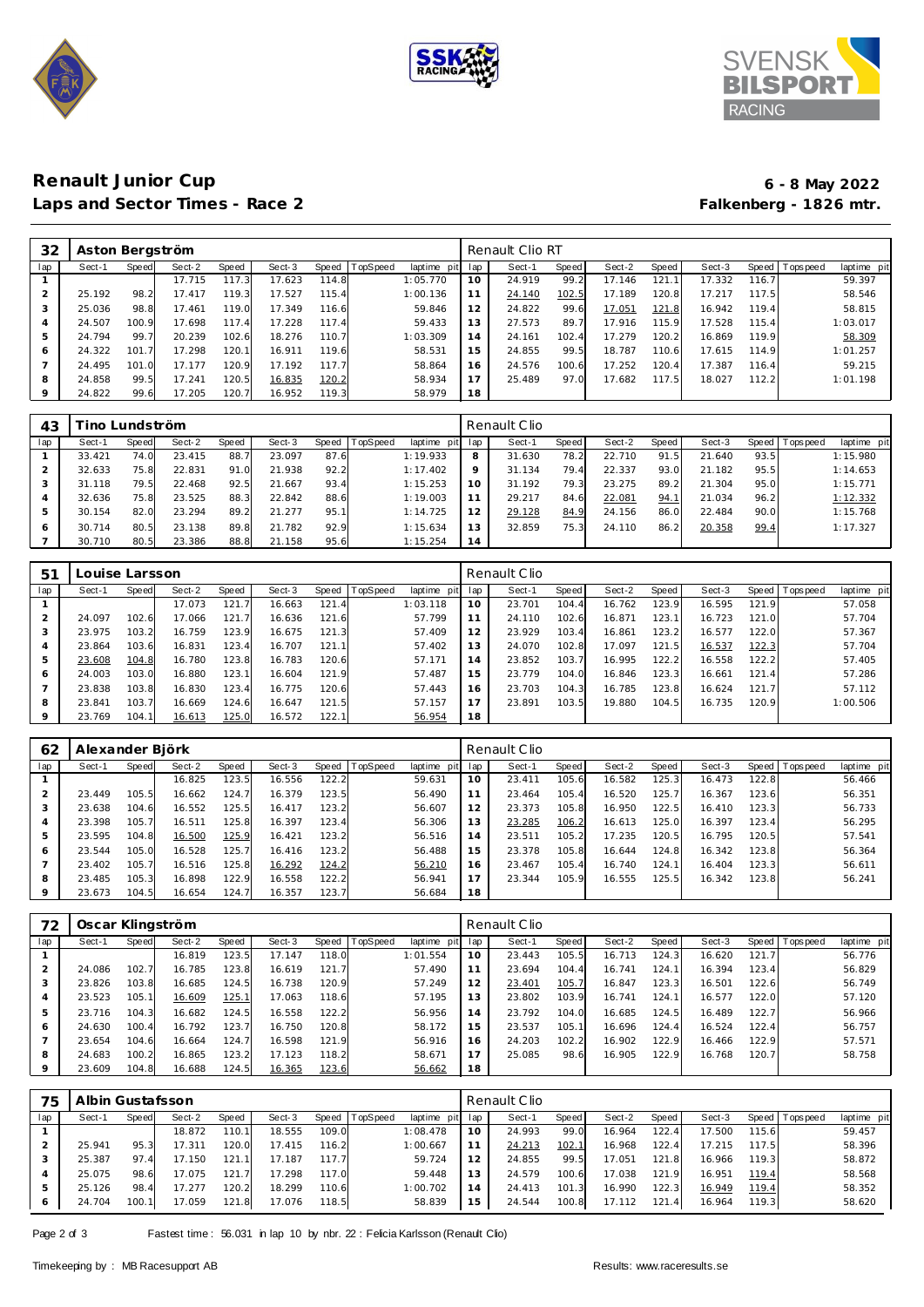# Renault Junior Cup

## Laps and Sector Times - Race 2

**6 - 8 May 2022**
**Falkenberg - 1826 mtr.**

| 32 | Aston Bergström | | | | | | | | Renault Clio RT | | | | | | | | |
|---|---|---|---|---|---|---|---|---|---|---|---|---|---|---|---|---|---|
| lap | Sect-1 | Speed | Sect-2 | Speed | Sect-3 | Speed | TopSpeed | laptime pit | lap | Sect-1 | Speed | Sect-2 | Speed | Sect-3 | Speed | Topspeed | laptime pit |
| 1 | | | 17.715 | 117.3 | 17.623 | 114.8 | | 1:05.770 | 10 | 24.919 | 99.2 | 17.146 | 121.1 | 17.332 | 116.7 | | 59.397 |
| 2 | 25.192 | 98.2 | 17.417 | 119.3 | 17.527 | 115.4 | | 1:00.136 | 11 | 24.140 | 102.5 | 17.189 | 120.8 | 17.217 | 117.5 | | 58.546 |
| 3 | 25.036 | 98.8 | 17.461 | 119.0 | 17.349 | 116.6 | | 59.846 | 12 | 24.822 | 99.6 | 17.051 | 121.8 | 16.942 | 119.4 | | 58.815 |
| 4 | 24.507 | 100.9 | 17.698 | 117.4 | 17.228 | 117.4 | | 59.433 | 13 | 27.573 | 89.7 | 17.916 | 115.9 | 17.528 | 115.4 | | 1:03.017 |
| 5 | 24.794 | 99.7 | 20.239 | 102.6 | 18.276 | 110.7 | | 1:03.309 | 14 | 24.161 | 102.4 | 17.279 | 120.2 | 16.869 | 119.9 | | 58.309 |
| 6 | 24.322 | 101.7 | 17.298 | 120.1 | 16.911 | 119.6 | | 58.531 | 15 | 24.855 | 99.5 | 18.787 | 110.6 | 17.615 | 114.9 | | 1:01.257 |
| 7 | 24.495 | 101.0 | 17.177 | 120.9 | 17.192 | 117.7 | | 58.864 | 16 | 24.576 | 100.6 | 17.252 | 120.4 | 17.387 | 116.4 | | 59.215 |
| 8 | 24.858 | 99.5 | 17.241 | 120.5 | 16.835 | 120.2 | | 58.934 | 17 | 25.489 | 97.0 | 17.682 | 117.5 | 18.027 | 112.2 | | 1:01.198 |
| 9 | 24.822 | 99.6 | 17.205 | 120.7 | 16.952 | 119.3 | | 58.979 | 18 | | | | | | | | |

| 43 | Tino Lundström | | | | | | | | Renault Clio | | | | | | | | |
|---|---|---|---|---|---|---|---|---|---|---|---|---|---|---|---|---|---|
| lap | Sect-1 | Speed | Sect-2 | Speed | Sect-3 | Speed | TopSpeed | laptime pit | lap | Sect-1 | Speed | Sect-2 | Speed | Sect-3 | Speed | Topspeed | laptime pit |
| 1 | 33.421 | 74.0 | 23.415 | 88.7 | 23.097 | 87.6 | | 1:19.933 | 8 | 31.630 | 78.2 | 22.710 | 91.5 | 21.640 | 93.5 | | 1:15.980 |
| 2 | 32.633 | 75.8 | 22.831 | 91.0 | 21.938 | 92.2 | | 1:17.402 | 9 | 31.134 | 79.4 | 22.337 | 93.0 | 21.182 | 95.5 | | 1:14.653 |
| 3 | 31.118 | 79.5 | 22.468 | 92.5 | 21.667 | 93.4 | | 1:15.253 | 10 | 31.192 | 79.3 | 23.275 | 89.2 | 21.304 | 95.0 | | 1:15.771 |
| 4 | 32.636 | 75.8 | 23.525 | 88.3 | 22.842 | 88.6 | | 1:19.003 | 11 | 29.217 | 84.6 | 22.081 | 94.1 | 21.034 | 96.2 | | 1:12.332 |
| 5 | 30.154 | 82.0 | 23.294 | 89.2 | 21.277 | 95.1 | | 1:14.725 | 12 | 29.128 | 84.9 | 24.156 | 86.0 | 22.484 | 90.0 | | 1:15.768 |
| 6 | 30.714 | 80.5 | 23.138 | 89.8 | 21.782 | 92.9 | | 1:15.634 | 13 | 32.859 | 75.3 | 24.110 | 86.2 | 20.358 | 99.4 | | 1:17.327 |
| 7 | 30.710 | 80.5 | 23.386 | 88.8 | 21.158 | 95.6 | | 1:15.254 | 14 | | | | | | | | |

| 51 | Louise Larsson | | | | | | | | Renault Clio | | | | | | | | |
|---|---|---|---|---|---|---|---|---|---|---|---|---|---|---|---|---|---|
| lap | Sect-1 | Speed | Sect-2 | Speed | Sect-3 | Speed | TopSpeed | laptime pit | lap | Sect-1 | Speed | Sect-2 | Speed | Sect-3 | Speed | Topspeed | laptime pit |
| 1 | | | 17.073 | 121.7 | 16.663 | 121.4 | | 1:03.118 | 10 | 23.701 | 104.4 | 16.762 | 123.9 | 16.595 | 121.9 | | 57.058 |
| 2 | 24.097 | 102.6 | 17.066 | 121.7 | 16.636 | 121.6 | | 57.799 | 11 | 24.110 | 102.6 | 16.871 | 123.1 | 16.723 | 121.0 | | 57.704 |
| 3 | 23.975 | 103.2 | 16.759 | 123.9 | 16.675 | 121.3 | | 57.409 | 12 | 23.929 | 103.4 | 16.861 | 123.2 | 16.577 | 122.0 | | 57.367 |
| 4 | 23.864 | 103.6 | 16.831 | 123.4 | 16.707 | 121.1 | | 57.402 | 13 | 24.070 | 102.8 | 17.097 | 121.5 | 16.537 | 122.3 | | 57.704 |
| 5 | 23.608 | 104.8 | 16.780 | 123.8 | 16.783 | 120.6 | | 57.171 | 14 | 23.852 | 103.7 | 16.995 | 122.2 | 16.558 | 122.2 | | 57.405 |
| 6 | 24.003 | 103.0 | 16.880 | 123.1 | 16.604 | 121.9 | | 57.487 | 15 | 23.779 | 104.0 | 16.846 | 123.3 | 16.661 | 121.4 | | 57.286 |
| 7 | 23.838 | 103.8 | 16.830 | 123.4 | 16.775 | 120.6 | | 57.443 | 16 | 23.703 | 104.3 | 16.785 | 123.8 | 16.624 | 121.7 | | 57.112 |
| 8 | 23.841 | 103.7 | 16.669 | 124.6 | 16.647 | 121.5 | | 57.157 | 17 | 23.891 | 103.5 | 19.880 | 104.5 | 16.735 | 120.9 | | 1:00.506 |
| 9 | 23.769 | 104.1 | 16.613 | 125.0 | 16.572 | 122.1 | | 56.954 | 18 | | | | | | | | |

| 62 | Alexander Björk | | | | | | | | Renault Clio | | | | | | | | |
|---|---|---|---|---|---|---|---|---|---|---|---|---|---|---|---|---|---|
| lap | Sect-1 | Speed | Sect-2 | Speed | Sect-3 | Speed | TopSpeed | laptime pit | lap | Sect-1 | Speed | Sect-2 | Speed | Sect-3 | Speed | Topspeed | laptime pit |
| 1 | | | 16.825 | 123.5 | 16.556 | 122.2 | | 59.631 | 10 | 23.411 | 105.6 | 16.582 | 125.3 | 16.473 | 122.8 | | 56.466 |
| 2 | 23.449 | 105.5 | 16.662 | 124.7 | 16.379 | 123.5 | | 56.490 | 11 | 23.464 | 105.4 | 16.520 | 125.7 | 16.367 | 123.6 | | 56.351 |
| 3 | 23.638 | 104.6 | 16.552 | 125.5 | 16.417 | 123.2 | | 56.607 | 12 | 23.373 | 105.8 | 16.950 | 122.5 | 16.410 | 123.3 | | 56.733 |
| 4 | 23.398 | 105.7 | 16.511 | 125.8 | 16.397 | 123.4 | | 56.306 | 13 | 23.285 | 106.2 | 16.613 | 125.0 | 16.397 | 123.4 | | 56.295 |
| 5 | 23.595 | 104.8 | 16.500 | 125.9 | 16.421 | 123.2 | | 56.516 | 14 | 23.511 | 105.2 | 17.235 | 120.5 | 16.795 | 120.5 | | 57.541 |
| 6 | 23.544 | 105.0 | 16.528 | 125.7 | 16.416 | 123.2 | | 56.488 | 15 | 23.378 | 105.8 | 16.644 | 124.8 | 16.342 | 123.8 | | 56.364 |
| 7 | 23.402 | 105.7 | 16.516 | 125.8 | 16.292 | 124.2 | | 56.210 | 16 | 23.467 | 105.4 | 16.740 | 124.1 | 16.404 | 123.3 | | 56.611 |
| 8 | 23.485 | 105.3 | 16.898 | 122.9 | 16.558 | 122.2 | | 56.941 | 17 | 23.344 | 105.9 | 16.555 | 125.5 | 16.342 | 123.8 | | 56.241 |
| 9 | 23.673 | 104.5 | 16.654 | 124.7 | 16.357 | 123.7 | | 56.684 | 18 | | | | | | | | |

| 72 | Oscar Klingström | | | | | | | | Renault Clio | | | | | | | | |
|---|---|---|---|---|---|---|---|---|---|---|---|---|---|---|---|---|---|
| lap | Sect-1 | Speed | Sect-2 | Speed | Sect-3 | Speed | TopSpeed | laptime pit | lap | Sect-1 | Speed | Sect-2 | Speed | Sect-3 | Speed | Topspeed | laptime pit |
| 1 | | | 16.819 | 123.5 | 17.147 | 118.0 | | 1:01.554 | 10 | 23.443 | 105.5 | 16.713 | 124.3 | 16.620 | 121.7 | | 56.776 |
| 2 | 24.086 | 102.7 | 16.785 | 123.8 | 16.619 | 121.7 | | 57.490 | 11 | 23.694 | 104.4 | 16.741 | 124.1 | 16.394 | 123.4 | | 56.829 |
| 3 | 23.826 | 103.8 | 16.685 | 124.5 | 16.738 | 120.9 | | 57.249 | 12 | 23.401 | 105.7 | 16.847 | 123.3 | 16.501 | 122.6 | | 56.749 |
| 4 | 23.523 | 105.1 | 16.609 | 125.1 | 17.063 | 118.6 | | 57.195 | 13 | 23.802 | 103.9 | 16.741 | 124.1 | 16.577 | 122.0 | | 57.120 |
| 5 | 23.716 | 104.3 | 16.682 | 124.5 | 16.558 | 122.2 | | 56.956 | 14 | 23.792 | 104.0 | 16.685 | 124.5 | 16.489 | 122.7 | | 56.966 |
| 6 | 24.630 | 100.4 | 16.792 | 123.7 | 16.750 | 120.8 | | 58.172 | 15 | 23.537 | 105.1 | 16.696 | 124.4 | 16.524 | 122.4 | | 56.757 |
| 7 | 23.654 | 104.6 | 16.664 | 124.7 | 16.598 | 121.9 | | 56.916 | 16 | 24.203 | 102.2 | 16.902 | 122.9 | 16.466 | 122.9 | | 57.571 |
| 8 | 24.683 | 100.2 | 16.865 | 123.2 | 17.123 | 118.2 | | 58.671 | 17 | 25.085 | 98.6 | 16.905 | 122.9 | 16.768 | 120.7 | | 58.758 |
| 9 | 23.609 | 104.8 | 16.688 | 124.5 | 16.365 | 123.6 | | 56.662 | 18 | | | | | | | | |

| 75 | Albin Gustafsson | | | | | | | | Renault Clio | | | | | | | | |
|---|---|---|---|---|---|---|---|---|---|---|---|---|---|---|---|---|---|
| lap | Sect-1 | Speed | Sect-2 | Speed | Sect-3 | Speed | TopSpeed | laptime pit | lap | Sect-1 | Speed | Sect-2 | Speed | Sect-3 | Speed | Topspeed | laptime pit |
| 1 | | | 18.872 | 110.1 | 18.555 | 109.0 | | 1:08.478 | 10 | 24.993 | 99.0 | 16.964 | 122.4 | 17.500 | 115.6 | | 59.457 |
| 2 | 25.941 | 95.3 | 17.311 | 120.0 | 17.415 | 116.2 | | 1:00.667 | 11 | 24.213 | 102.1 | 16.968 | 122.4 | 17.215 | 117.5 | | 58.396 |
| 3 | 25.387 | 97.4 | 17.150 | 121.1 | 17.187 | 117.7 | | 59.724 | 12 | 24.855 | 99.5 | 17.051 | 121.8 | 16.966 | 119.3 | | 58.872 |
| 4 | 25.075 | 98.6 | 17.075 | 121.7 | 17.298 | 117.0 | | 59.448 | 13 | 24.579 | 100.6 | 17.038 | 121.9 | 16.951 | 119.4 | | 58.568 |
| 5 | 25.126 | 98.4 | 17.277 | 120.2 | 18.299 | 110.6 | | 1:00.702 | 14 | 24.413 | 101.3 | 16.990 | 122.3 | 16.949 | 119.4 | | 58.352 |
| 6 | 24.704 | 100.1 | 17.059 | 121.8 | 17.076 | 118.5 | | 58.839 | 15 | 24.544 | 100.8 | 17.112 | 121.4 | 16.964 | 119.3 | | 58.620 |

Fastest time : 56.031 in lap 10 by nbr. 22 : Felicia Karlsson (Renault Clio)

Timekeeping by : MB Racesupport AB

Results: www.raceresults.se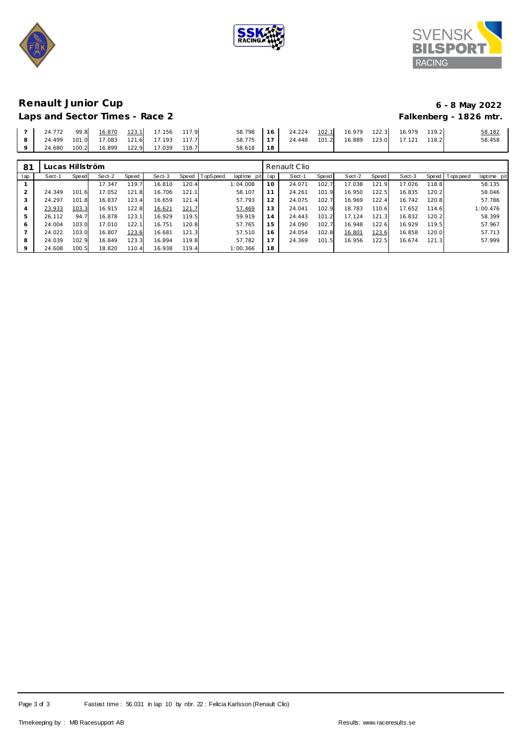# Renault Junior Cup

## Laps and Sector Times - Race 2

**6 - 8 May 2022**

**Falkenberg - 1826 mtr.**

| lap | Sect-1 | Speed | Sect-2 | Speed | Sect-3 | Speed | TopSpeed | laptime pit | lap | Sect-1 | Speed | Sect-2 | Speed | Sect-3 | Speed | Topspeed | laptime pit |
|---|---|---|---|---|---|---|---|---|---|---|---|---|---|---|---|---|---|
| 7 | 24.772 | 99.8 | 16.870 | 123.1 | 17.156 | 117.9 | | 58.798 | 16 | 24.224 | 102.1 | 16.979 | 122.3 | 16.979 | 119.2 | | 58.182 |
| 8 | 24.499 | 101.0 | 17.083 | 121.6 | 17.193 | 117.7 | | 58.775 | 17 | 24.448 | 101.2 | 16.889 | 123.0 | 17.121 | 118.2 | | 58.458 |
| 9 | 24.680 | 100.2 | 16.899 | 122.9 | 17.039 | 118.7 | | 58.618 | 18 | | | | | | | | |

**81 Lucas Hillström** — Renault Clio

| lap | Sect-1 | Speed | Sect-2 | Speed | Sect-3 | Speed | TopSpeed | laptime pit | lap | Sect-1 | Speed | Sect-2 | Speed | Sect-3 | Speed | Topspeed | laptime pit |
|---|---|---|---|---|---|---|---|---|---|---|---|---|---|---|---|---|---|
| 1 | | | 17.347 | 119.7 | 16.810 | 120.4 | | 1:04.008 | 10 | 24.071 | 102.7 | 17.038 | 121.9 | 17.026 | 118.8 | | 58.135 |
| 2 | 24.349 | 101.6 | 17.052 | 121.8 | 16.706 | 121.1 | | 58.107 | 11 | 24.261 | 101.9 | 16.950 | 122.5 | 16.835 | 120.2 | | 58.046 |
| 3 | 24.297 | 101.8 | 16.837 | 123.4 | 16.659 | 121.4 | | 57.793 | 12 | 24.075 | 102.7 | 16.969 | 122.4 | 16.742 | 120.8 | | 57.786 |
| 4 | 23.933 | 103.3 | 16.915 | 122.8 | 16.621 | 121.7 | | 57.469 | 13 | 24.041 | 102.9 | 18.783 | 110.6 | 17.652 | 114.6 | | 1:00.476 |
| 5 | 26.112 | 94.7 | 16.878 | 123.1 | 16.929 | 119.5 | | 59.919 | 14 | 24.443 | 101.2 | 17.124 | 121.3 | 16.832 | 120.2 | | 58.399 |
| 6 | 24.004 | 103.0 | 17.010 | 122.1 | 16.751 | 120.8 | | 57.765 | 15 | 24.090 | 102.7 | 16.948 | 122.6 | 16.929 | 119.5 | | 57.967 |
| 7 | 24.022 | 103.0 | 16.807 | 123.6 | 16.681 | 121.3 | | 57.510 | 16 | 24.054 | 102.8 | 16.801 | 123.6 | 16.858 | 120.0 | | 57.713 |
| 8 | 24.039 | 102.9 | 16.849 | 123.3 | 16.894 | 119.8 | | 57.782 | 17 | 24.369 | 101.5 | 16.956 | 122.5 | 16.674 | 121.3 | | 57.999 |
| 9 | 24.608 | 100.5 | 18.820 | 110.4 | 16.938 | 119.4 | | 1:00.366 | 18 | | | | | | | | |

Fastest time : 56.031 in lap 10 by nbr. 22 : Felicia Karlsson (Renault Clio)

Timekeeping by : MB Racesupport AB

Results: www.raceresults.se